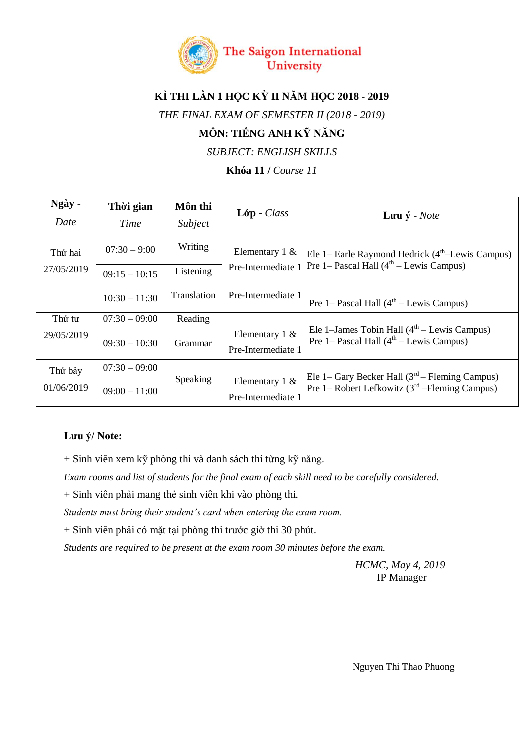The Saigon International University

# KÌ THI LẦN 1 HỌC KỲ II NĂM HỌC 2018 - 2019

*THE FINAL EXAM OF SEMESTER II (2018 - 2019)*

## MÔN: TIẾNG ANH KỸ NĂNG

*SUBJECT: ENGLISH SKILLS*

**Khóa 11 /** *Course 11*

| **Ngày -** *Date* | **Thời gian** *Time* | **Môn thi** *Subject* | **Lớp** - *Class* | **Lưu ý** - *Note* |
|---|---|---|---|---|
| Thứ hai 27/05/2019 | 07:30 – 9:00 | Writing | Elementary 1 & Pre-Intermediate 1 | Ele 1– Earle Raymond Hedrick (4th–Lewis Campus) Pre 1– Pascal Hall (4th – Lewis Campus) |
| | 09:15 – 10:15 | Listening | | |
| | 10:30 – 11:30 | Translation | Pre-Intermediate 1 | Pre 1– Pascal Hall (4th – Lewis Campus) |
| Thứ tư 29/05/2019 | 07:30 – 09:00 | Reading | Elementary 1 & Pre-Intermediate 1 | Ele 1–James Tobin Hall (4th – Lewis Campus) Pre 1– Pascal Hall (4th – Lewis Campus) |
| | 09:30 – 10:30 | Grammar | | |
| Thứ bảy 01/06/2019 | 07:30 – 09:00 | Speaking | Elementary 1 & Pre-Intermediate 1 | Ele 1– Gary Becker Hall (3rd – Fleming Campus) Pre 1– Robert Lefkowitz (3rd –Fleming Campus) |
| | 09:00 – 11:00 | | | |

**Lưu ý/ Note:**

+ Sinh viên xem kỹ phòng thi và danh sách thi từng kỹ năng.

*Exam rooms and list of students for the final exam of each skill need to be carefully considered.*

+ Sinh viên phải mang thẻ sinh viên khi vào phòng thi.

*Students must bring their student's card when entering the exam room.*

+ Sinh viên phải có mặt tại phòng thi trước giờ thi 30 phút.

*Students are required to be present at the exam room 30 minutes before the exam.*

*HCMC, May 4, 2019*

IP Manager

Nguyen Thi Thao Phuong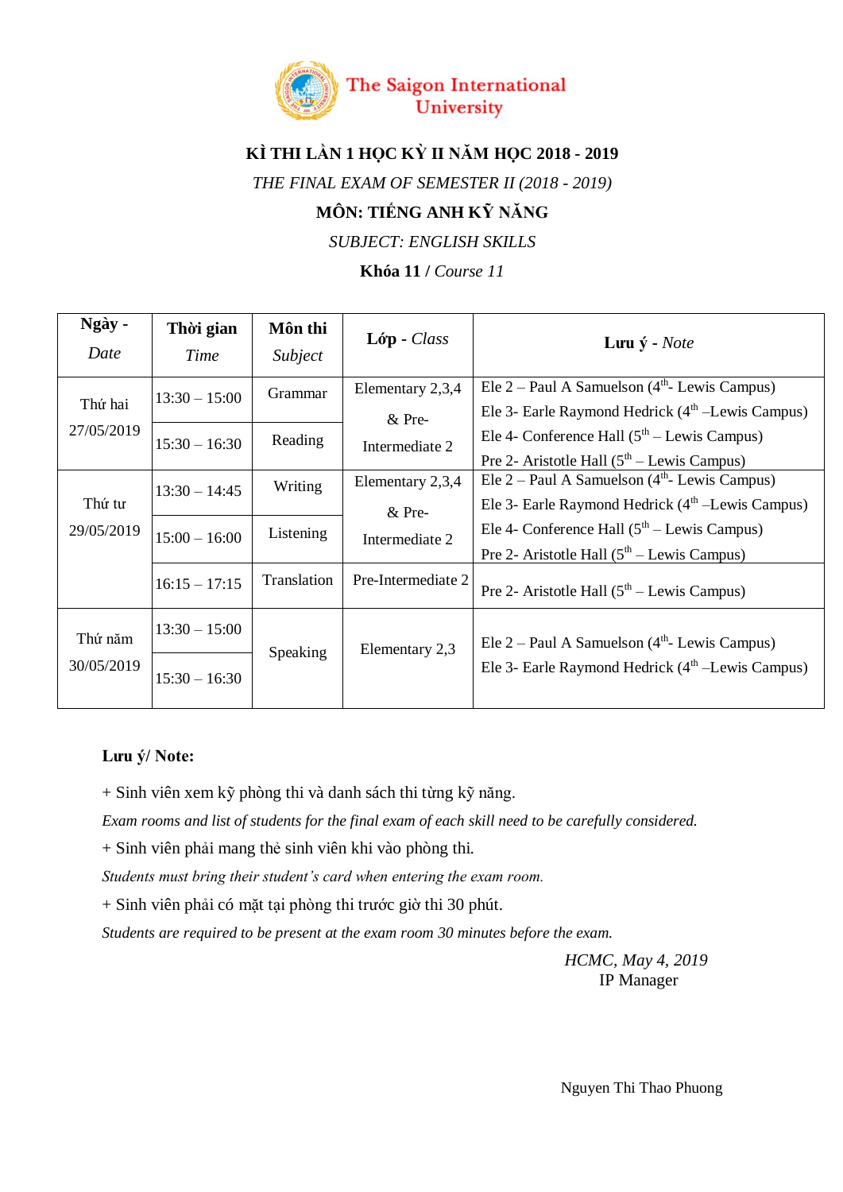The Saigon International University

**KÌ THI LẦN 1 HỌC KỲ II NĂM HỌC 2018 - 2019**

*THE FINAL EXAM OF SEMESTER II (2018 - 2019)*

**MÔN: TIẾNG ANH KỸ NĂNG**

*SUBJECT: ENGLISH SKILLS*

**Khóa 11 /** *Course 11*

| **Ngày -** *Date* | **Thời gian** *Time* | **Môn thi** *Subject* | **Lớp** - *Class* | **Lưu ý** - *Note* |
|---|---|---|---|---|
| Thứ hai 27/05/2019 | 13:30 – 15:00 | Grammar | Elementary 2,3,4 & Pre-Intermediate 2 | Ele 2 – Paul A Samuelson (4th- Lewis Campus) Ele 3- Earle Raymond Hedrick (4th –Lewis Campus) Ele 4- Conference Hall (5th – Lewis Campus) Pre 2- Aristotle Hall (5th – Lewis Campus) |
| | 15:30 – 16:30 | Reading | | |
| Thứ tư 29/05/2019 | 13:30 – 14:45 | Writing | Elementary 2,3,4 & Pre-Intermediate 2 | Ele 2 – Paul A Samuelson (4th- Lewis Campus) Ele 3- Earle Raymond Hedrick (4th –Lewis Campus) Ele 4- Conference Hall (5th – Lewis Campus) Pre 2- Aristotle Hall (5th – Lewis Campus) |
| | 15:00 – 16:00 | Listening | | |
| | 16:15 – 17:15 | Translation | Pre-Intermediate 2 | Pre 2- Aristotle Hall (5th – Lewis Campus) |
| Thứ năm 30/05/2019 | 13:30 – 15:00 | Speaking | Elementary 2,3 | Ele 2 – Paul A Samuelson (4th- Lewis Campus) Ele 3- Earle Raymond Hedrick (4th –Lewis Campus) |
| | 15:30 – 16:30 | | | |

**Lưu ý/ Note:**

+ Sinh viên xem kỹ phòng thi và danh sách thi từng kỹ năng.

*Exam rooms and list of students for the final exam of each skill need to be carefully considered.*

+ Sinh viên phải mang thẻ sinh viên khi vào phòng thi.

*Students must bring their student's card when entering the exam room.*

+ Sinh viên phải có mặt tại phòng thi trước giờ thi 30 phút.

*Students are required to be present at the exam room 30 minutes before the exam.*

*HCMC, May 4, 2019*

IP Manager

Nguyen Thi Thao Phuong